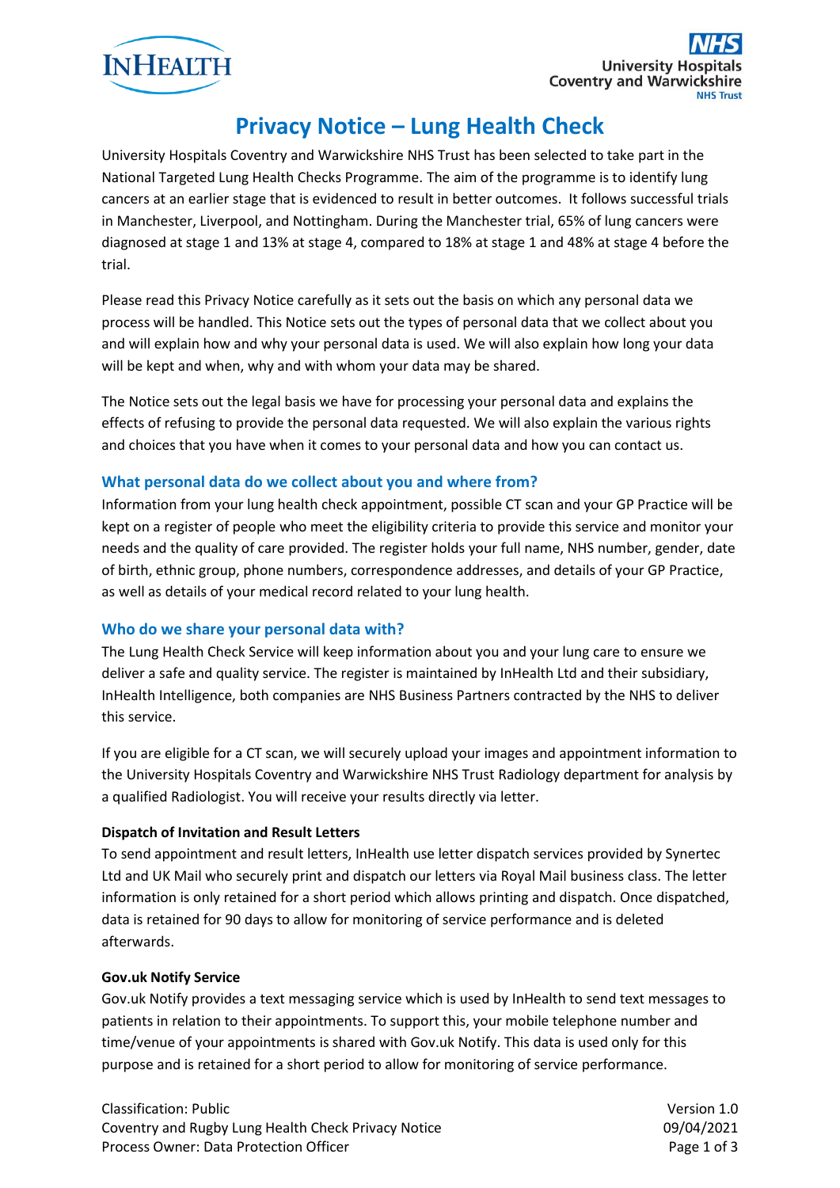# Privacy Notice – Lung Health Check

University Hospitals Coventry and Warwickshire NHS Trust has been selected to take part in the National Targeted Lung Health Checks Programme. The aim of the programme is to identify lung cancers at an earlier stage that is evidenced to result in better outcomes. It follows successful trials in Manchester, Liverpool, and Nottingham. During the Manchester trial, 65% of lung cancers were diagnosed at stage 1 and 13% at stage 4, compared to 18% at stage 1 and 48% at stage 4 before the trial.

Please read this Privacy Notice carefully as it sets out the basis on which any personal data we process will be handled. This Notice sets out the types of personal data that we collect about you and will explain how and why your personal data is used. We will also explain how long your data will be kept and when, why and with whom your data may be shared.

The Notice sets out the legal basis we have for processing your personal data and explains the effects of refusing to provide the personal data requested. We will also explain the various rights and choices that you have when it comes to your personal data and how you can contact us.

## What personal data do we collect about you and where from?

Information from your lung health check appointment, possible CT scan and your GP Practice will be kept on a register of people who meet the eligibility criteria to provide this service and monitor your needs and the quality of care provided. The register holds your full name, NHS number, gender, date of birth, ethnic group, phone numbers, correspondence addresses, and details of your GP Practice, as well as details of your medical record related to your lung health.

## Who do we share your personal data with?

The Lung Health Check Service will keep information about you and your lung care to ensure we deliver a safe and quality service. The register is maintained by InHealth Ltd and their subsidiary, InHealth Intelligence, both companies are NHS Business Partners contracted by the NHS to deliver this service.

If you are eligible for a CT scan, we will securely upload your images and appointment information to the University Hospitals Coventry and Warwickshire NHS Trust Radiology department for analysis by a qualified Radiologist. You will receive your results directly via letter.

**Dispatch of Invitation and Result Letters**

To send appointment and result letters, InHealth use letter dispatch services provided by Synertec Ltd and UK Mail who securely print and dispatch our letters via Royal Mail business class. The letter information is only retained for a short period which allows printing and dispatch. Once dispatched, data is retained for 90 days to allow for monitoring of service performance and is deleted afterwards.

**Gov.uk Notify Service**

Gov.uk Notify provides a text messaging service which is used by InHealth to send text messages to patients in relation to their appointments. To support this, your mobile telephone number and time/venue of your appointments is shared with Gov.uk Notify. This data is used only for this purpose and is retained for a short period to allow for monitoring of service performance.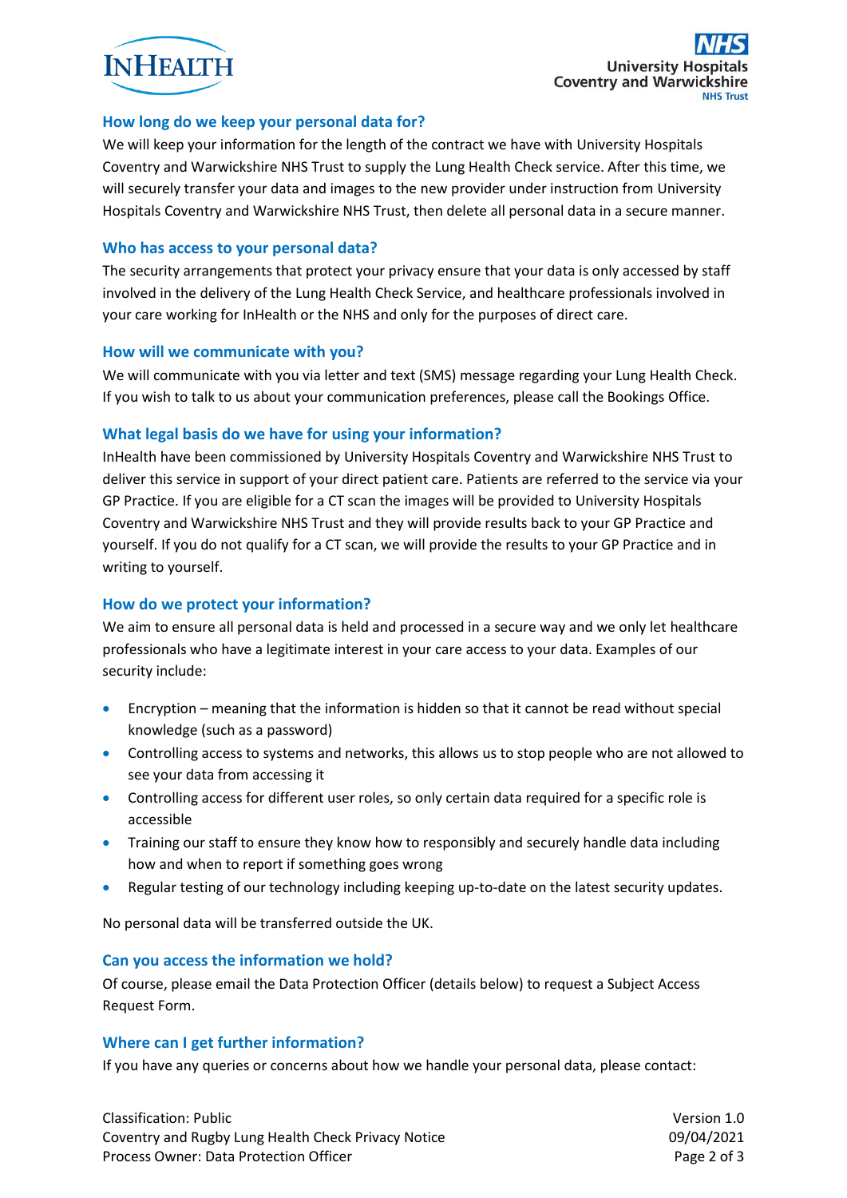## How long do we keep your personal data for?

We will keep your information for the length of the contract we have with University Hospitals Coventry and Warwickshire NHS Trust to supply the Lung Health Check service. After this time, we will securely transfer your data and images to the new provider under instruction from University Hospitals Coventry and Warwickshire NHS Trust, then delete all personal data in a secure manner.

## Who has access to your personal data?

The security arrangements that protect your privacy ensure that your data is only accessed by staff involved in the delivery of the Lung Health Check Service, and healthcare professionals involved in your care working for InHealth or the NHS and only for the purposes of direct care.

## How will we communicate with you?

We will communicate with you via letter and text (SMS) message regarding your Lung Health Check. If you wish to talk to us about your communication preferences, please call the Bookings Office.

## What legal basis do we have for using your information?

InHealth have been commissioned by University Hospitals Coventry and Warwickshire NHS Trust to deliver this service in support of your direct patient care. Patients are referred to the service via your GP Practice. If you are eligible for a CT scan the images will be provided to University Hospitals Coventry and Warwickshire NHS Trust and they will provide results back to your GP Practice and yourself. If you do not qualify for a CT scan, we will provide the results to your GP Practice and in writing to yourself.

## How do we protect your information?

We aim to ensure all personal data is held and processed in a secure way and we only let healthcare professionals who have a legitimate interest in your care access to your data. Examples of our security include:

- Encryption – meaning that the information is hidden so that it cannot be read without special knowledge (such as a password)
- Controlling access to systems and networks, this allows us to stop people who are not allowed to see your data from accessing it
- Controlling access for different user roles, so only certain data required for a specific role is accessible
- Training our staff to ensure they know how to responsibly and securely handle data including how and when to report if something goes wrong
- Regular testing of our technology including keeping up-to-date on the latest security updates.

No personal data will be transferred outside the UK.

## Can you access the information we hold?

Of course, please email the Data Protection Officer (details below) to request a Subject Access Request Form.

## Where can I get further information?

If you have any queries or concerns about how we handle your personal data, please contact: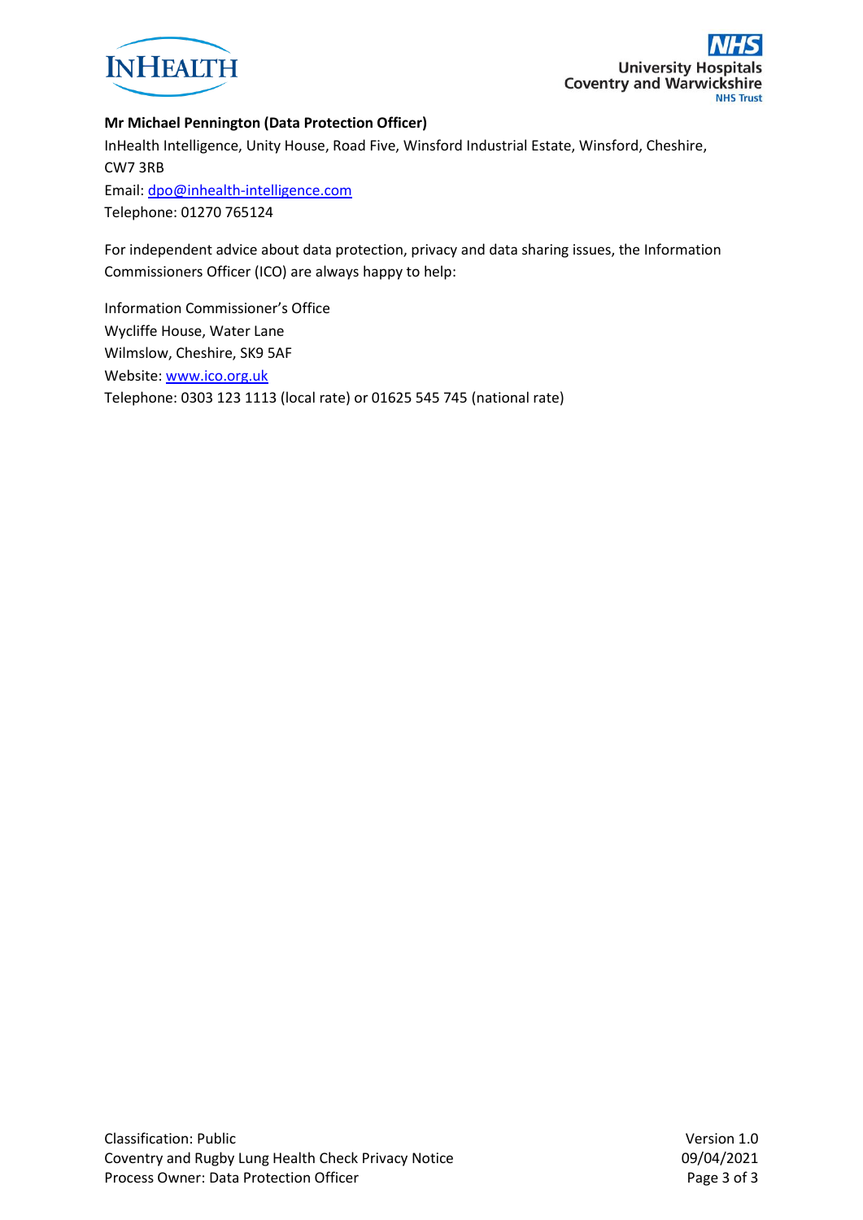**Mr Michael Pennington (Data Protection Officer)**

InHealth Intelligence, Unity House, Road Five, Winsford Industrial Estate, Winsford, Cheshire, CW7 3RB

Email: dpo@inhealth-intelligence.com

Telephone: 01270 765124

For independent advice about data protection, privacy and data sharing issues, the Information Commissioners Officer (ICO) are always happy to help:

Information Commissioner's Office
Wycliffe House, Water Lane
Wilmslow, Cheshire, SK9 5AF
Website: www.ico.org.uk
Telephone: 0303 123 1113 (local rate) or 01625 545 745 (national rate)